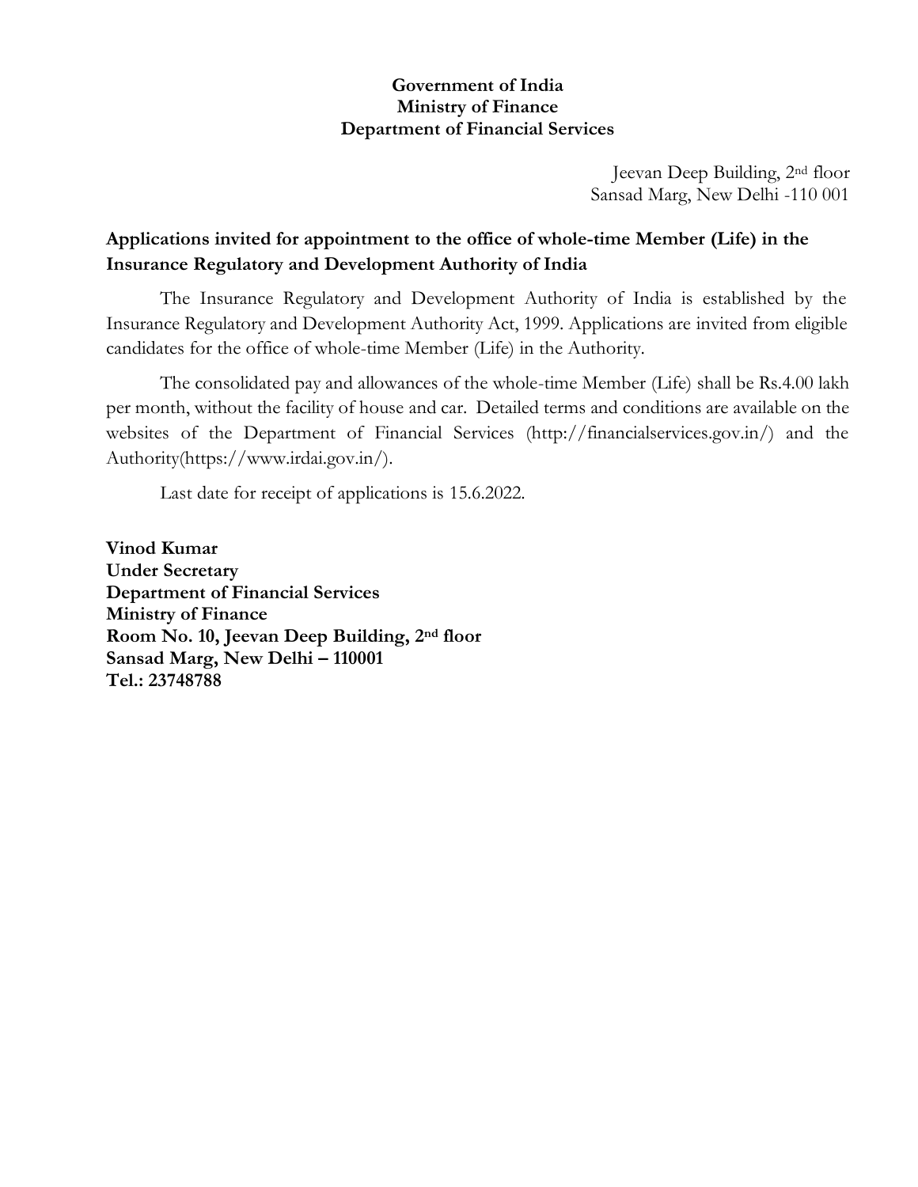**Government of India**
**Ministry of Finance**
**Department of Financial Services**

Jeevan Deep Building, 2nd floor
Sansad Marg, New Delhi -110 001

**Applications invited for appointment to the office of whole-time Member (Life) in the Insurance Regulatory and Development Authority of India**

The Insurance Regulatory and Development Authority of India is established by the Insurance Regulatory and Development Authority Act, 1999. Applications are invited from eligible candidates for the office of whole-time Member (Life) in the Authority.

The consolidated pay and allowances of the whole-time Member (Life) shall be Rs.4.00 lakh per month, without the facility of house and car. Detailed terms and conditions are available on the websites of the Department of Financial Services (http://financialservices.gov.in/) and the Authority(https://www.irdai.gov.in/).

Last date for receipt of applications is 15.6.2022.

**Vinod Kumar**
**Under Secretary**
**Department of Financial Services**
**Ministry of Finance**
**Room No. 10, Jeevan Deep Building, 2nd floor**
**Sansad Marg, New Delhi – 110001**
**Tel.: 23748788**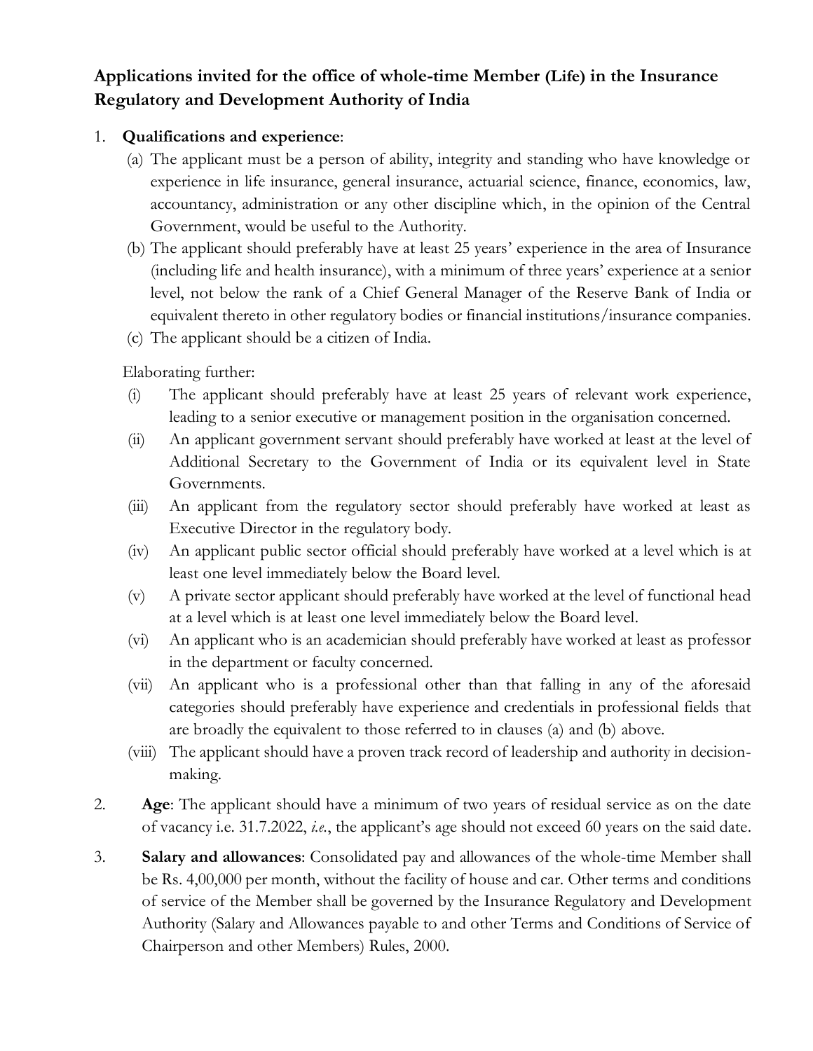## Applications invited for the office of whole-time Member (Life) in the Insurance Regulatory and Development Authority of India

1. **Qualifications and experience**:
   (a) The applicant must be a person of ability, integrity and standing who have knowledge or experience in life insurance, general insurance, actuarial science, finance, economics, law, accountancy, administration or any other discipline which, in the opinion of the Central Government, would be useful to the Authority.
   (b) The applicant should preferably have at least 25 years' experience in the area of Insurance (including life and health insurance), with a minimum of three years' experience at a senior level, not below the rank of a Chief General Manager of the Reserve Bank of India or equivalent thereto in other regulatory bodies or financial institutions/insurance companies.
   (c) The applicant should be a citizen of India.

   Elaborating further:
   (i) The applicant should preferably have at least 25 years of relevant work experience, leading to a senior executive or management position in the organisation concerned.
   (ii) An applicant government servant should preferably have worked at least at the level of Additional Secretary to the Government of India or its equivalent level in State Governments.
   (iii) An applicant from the regulatory sector should preferably have worked at least as Executive Director in the regulatory body.
   (iv) An applicant public sector official should preferably have worked at a level which is at least one level immediately below the Board level.
   (v) A private sector applicant should preferably have worked at the level of functional head at a level which is at least one level immediately below the Board level.
   (vi) An applicant who is an academician should preferably have worked at least as professor in the department or faculty concerned.
   (vii) An applicant who is a professional other than that falling in any of the aforesaid categories should preferably have experience and credentials in professional fields that are broadly the equivalent to those referred to in clauses (a) and (b) above.
   (viii) The applicant should have a proven track record of leadership and authority in decision-making.

2. **Age**: The applicant should have a minimum of two years of residual service as on the date of vacancy i.e. 31.7.2022, *i.e.*, the applicant's age should not exceed 60 years on the said date.

3. **Salary and allowances**: Consolidated pay and allowances of the whole-time Member shall be Rs. 4,00,000 per month, without the facility of house and car. Other terms and conditions of service of the Member shall be governed by the Insurance Regulatory and Development Authority (Salary and Allowances payable to and other Terms and Conditions of Service of Chairperson and other Members) Rules, 2000.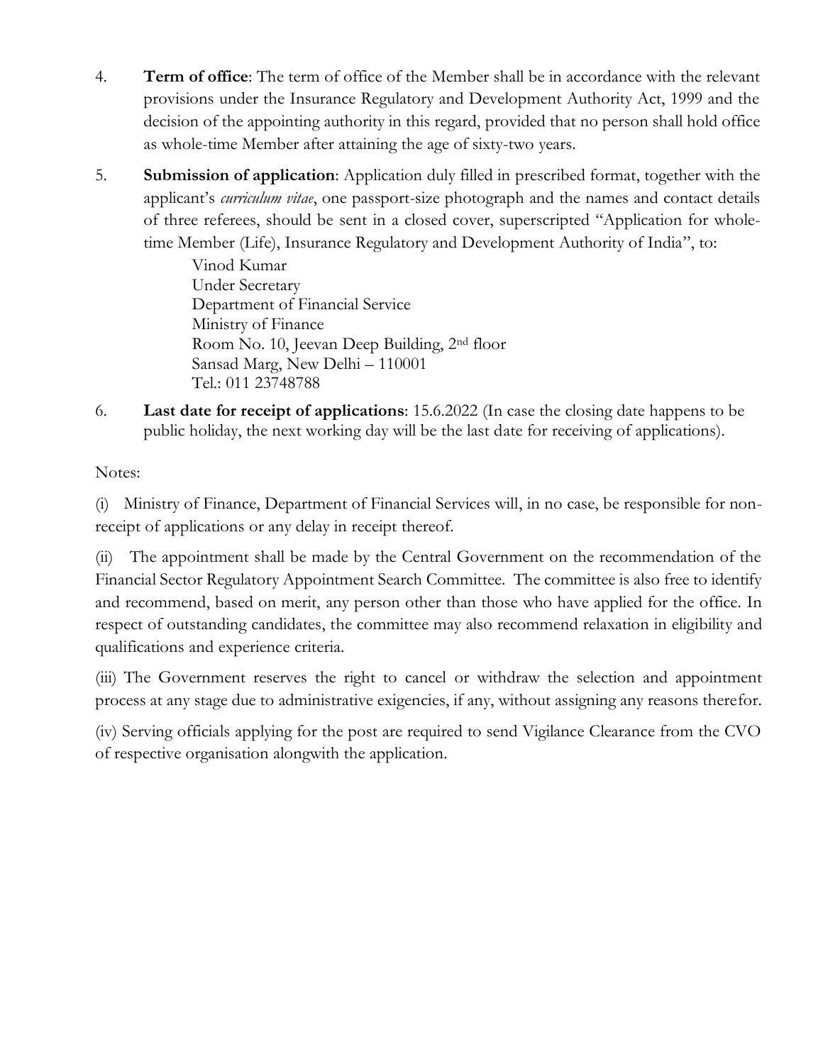4. **Term of office**: The term of office of the Member shall be in accordance with the relevant provisions under the Insurance Regulatory and Development Authority Act, 1999 and the decision of the appointing authority in this regard, provided that no person shall hold office as whole-time Member after attaining the age of sixty-two years.

5. **Submission of application**: Application duly filled in prescribed format, together with the applicant's *curriculum vitae*, one passport-size photograph and the names and contact details of three referees, should be sent in a closed cover, superscripted "Application for whole-time Member (Life), Insurance Regulatory and Development Authority of India", to:

   Vinod Kumar
   Under Secretary
   Department of Financial Service
   Ministry of Finance
   Room No. 10, Jeevan Deep Building, 2nd floor
   Sansad Marg, New Delhi – 110001
   Tel.: 011 23748788

6. **Last date for receipt of applications**: 15.6.2022 (In case the closing date happens to be public holiday, the next working day will be the last date for receiving of applications).

Notes:

(i) Ministry of Finance, Department of Financial Services will, in no case, be responsible for non-receipt of applications or any delay in receipt thereof.

(ii) The appointment shall be made by the Central Government on the recommendation of the Financial Sector Regulatory Appointment Search Committee. The committee is also free to identify and recommend, based on merit, any person other than those who have applied for the office. In respect of outstanding candidates, the committee may also recommend relaxation in eligibility and qualifications and experience criteria.

(iii) The Government reserves the right to cancel or withdraw the selection and appointment process at any stage due to administrative exigencies, if any, without assigning any reasons therefor.

(iv) Serving officials applying for the post are required to send Vigilance Clearance from the CVO of respective organisation alongwith the application.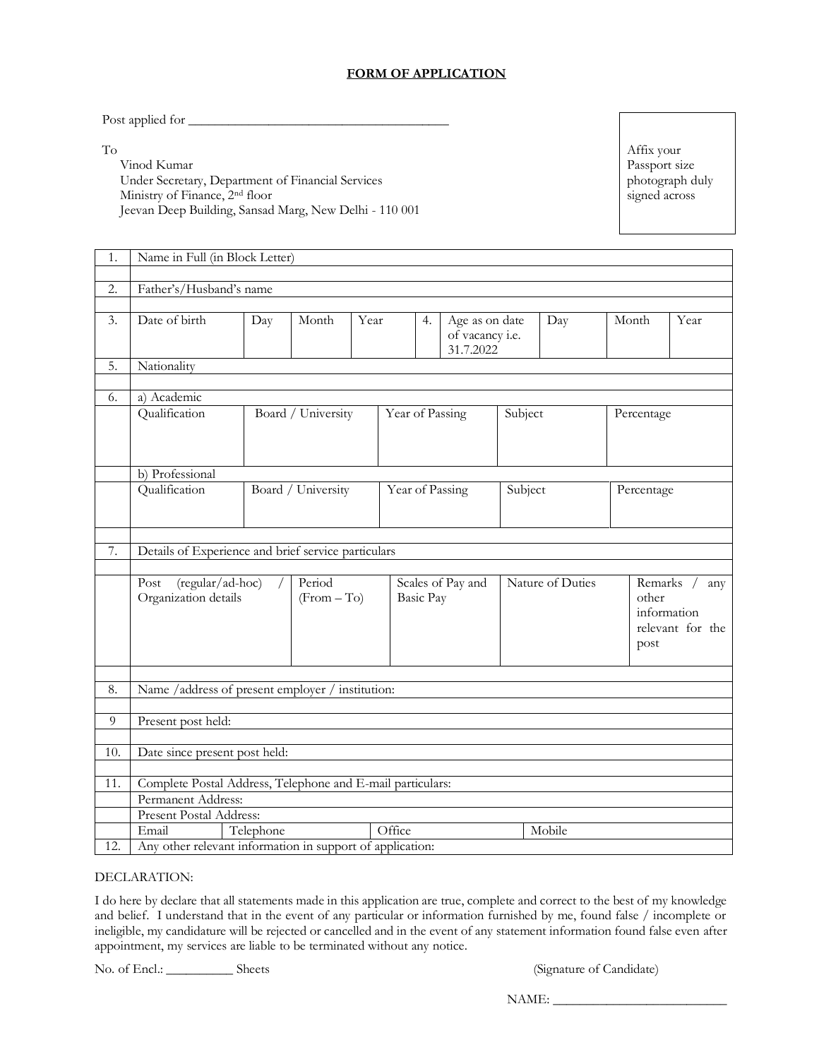# FORM OF APPLICATION

Post applied for ________________________________________

To
Vinod Kumar
Under Secretary, Department of Financial Services
Ministry of Finance, 2nd floor
Jeevan Deep Building, Sansad Marg, New Delhi - 110 001

Affix your Passport size photograph duly signed across

| | | | | | | | | | |
|---|---|---|---|---|---|---|---|---|---|
| 1. | Name in Full (in Block Letter) | | | | | | | | |
| | | | | | | | | | |
| 2. | Father's/Husband's name | | | | | | | | |
| | | | | | | | | | |
| 3. | Date of birth | Day | Month | Year | 4. | Age as on date of vacancy i.e. 31.7.2022 | Day | Month | Year |
| 5. | Nationality | | | | | | | | |
| | | | | | | | | | |
| 6. | a) Academic | | | | | | | | |
| | Qualification | Board / University | Year of Passing | Subject | Percentage | | | | |
| | b) Professional | | | | | | | | |
| | Qualification | Board / University | Year of Passing | Subject | Percentage | | | | |
| | | | | | | | | | |
| 7. | Details of Experience and brief service particulars | | | | | | | | |
| | | | | | | | | | |
| | Post (regular/ad-hoc) / Organization details | Period (From – To) | Scales of Pay and Basic Pay | Nature of Duties | Remarks / any other information relevant for the post | | | | |
| | | | | | | | | | |
| 8. | Name /address of present employer / institution: | | | | | | | | |
| | | | | | | | | | |
| 9 | Present post held: | | | | | | | | |
| | | | | | | | | | |
| 10. | Date since present post held: | | | | | | | | |
| | | | | | | | | | |
| 11. | Complete Postal Address, Telephone and E-mail particulars: | | | | | | | | |
| | Permanent Address: | | | | | | | | |
| | Present Postal Address: | | | | | | | | |
| | Email | Telephone | Office | Mobile | | | | | |
| 12. | Any other relevant information in support of application: | | | | | | | | |

DECLARATION:

I do here by declare that all statements made in this application are true, complete and correct to the best of my knowledge and belief. I understand that in the event of any particular or information furnished by me, found false / incomplete or ineligible, my candidature will be rejected or cancelled and in the event of any statement information found false even after appointment, my services are liable to be terminated without any notice.

No. of Encl.: __________ Sheets

(Signature of Candidate)

NAME: __________________________